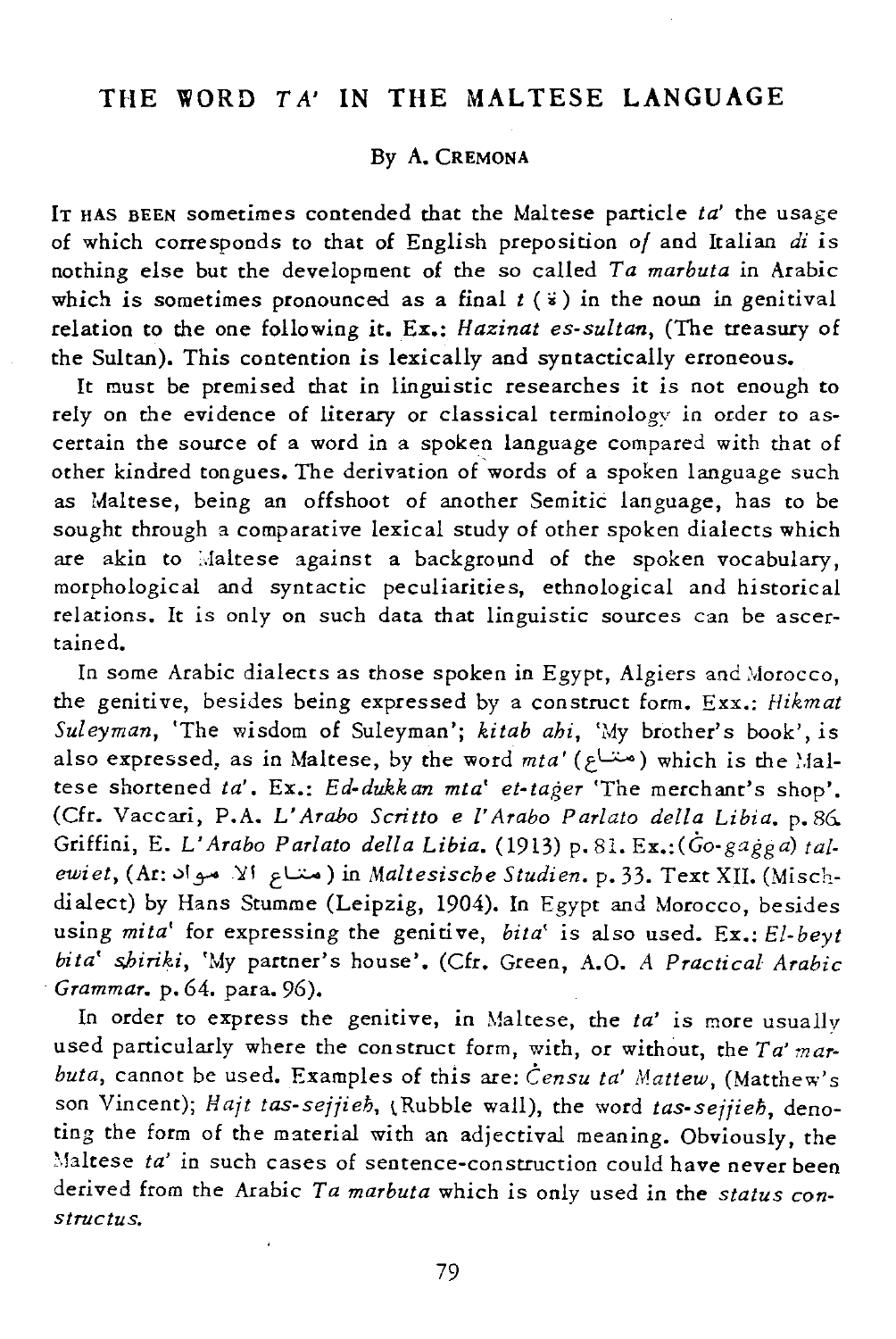# THE WORD *TA'* IN THE MALTESE LANGUAGE

By A. Cremona

IT HAS BEEN sometimes contended that the Maltese particle *ta'* the usage of which corresponds to that of English preposition *of* and Italian *di* is nothing else but the development of the so called *Ta marbuta* in Arabic which is sometimes pronounced as a final *t* (ة) in the noun in genitival relation to the one following it. Ex.: *Hazinat es-sultan*, (The treasury of the Sultan). This contention is lexically and syntactically erroneous.

It must be premised that in linguistic researches it is not enough to rely on the evidence of literary or classical terminology in order to ascertain the source of a word in a spoken language compared with that of other kindred tongues. The derivation of words of a spoken language such as Maltese, being an offshoot of another Semitic language, has to be sought through a comparative lexical study of other spoken dialects which are akin to Maltese against a background of the spoken vocabulary, morphological and syntactic peculiarities, ethnological and historical relations. It is only on such data that linguistic sources can be ascertained.

In some Arabic dialects as those spoken in Egypt, Algiers and Morocco, the genitive, besides being expressed by a construct form. Exx.: *Hikmat Suleyman*, 'The wisdom of Suleyman'; *kitab ahi*, 'My brother's book', is also expressed, as in Maltese, by the word *mta'* (متاع) which is the Maltese shortened *ta'*. Ex.: *Ed-dukkan mta' et-tager* 'The merchant's shop'. (Cfr. Vaccari, P.A. *L'Arabo Scritto e l'Arabo Parlato della Libia*. p. 86. Griffini, E. *L'Arabo Parlato della Libia*. (1913) p. 81. Ex.:(*Ġo-gaġġa*) *tal-ewiet*, (Ar: متاع الأموات) in *Maltesische Studien*. p. 33. Text XII. (Mischdialect) by Hans Stumme (Leipzig, 1904). In Egypt and Morocco, besides using *mita'* for expressing the genitive, *bita'* is also used. Ex.: *El-beyt bita' shiriki*, 'My partner's house'. (Cfr. Green, A.O. *A Practical Arabic Grammar*. p. 64. para. 96).

In order to express the genitive, in Maltese, the *ta'* is more usually used particularly where the construct form, with, or without, the *Ta' marbuta*, cannot be used. Examples of this are: *Ċensu ta' Mattew*, (Matthew's son Vincent); *Hajt tas-sejjieh*, (Rubble wall), the word *tas-sejjieh*, denoting the form of the material with an adjectival meaning. Obviously, the Maltese *ta'* in such cases of sentence-construction could have never been derived from the Arabic *Ta marbuta* which is only used in the *status constructus*.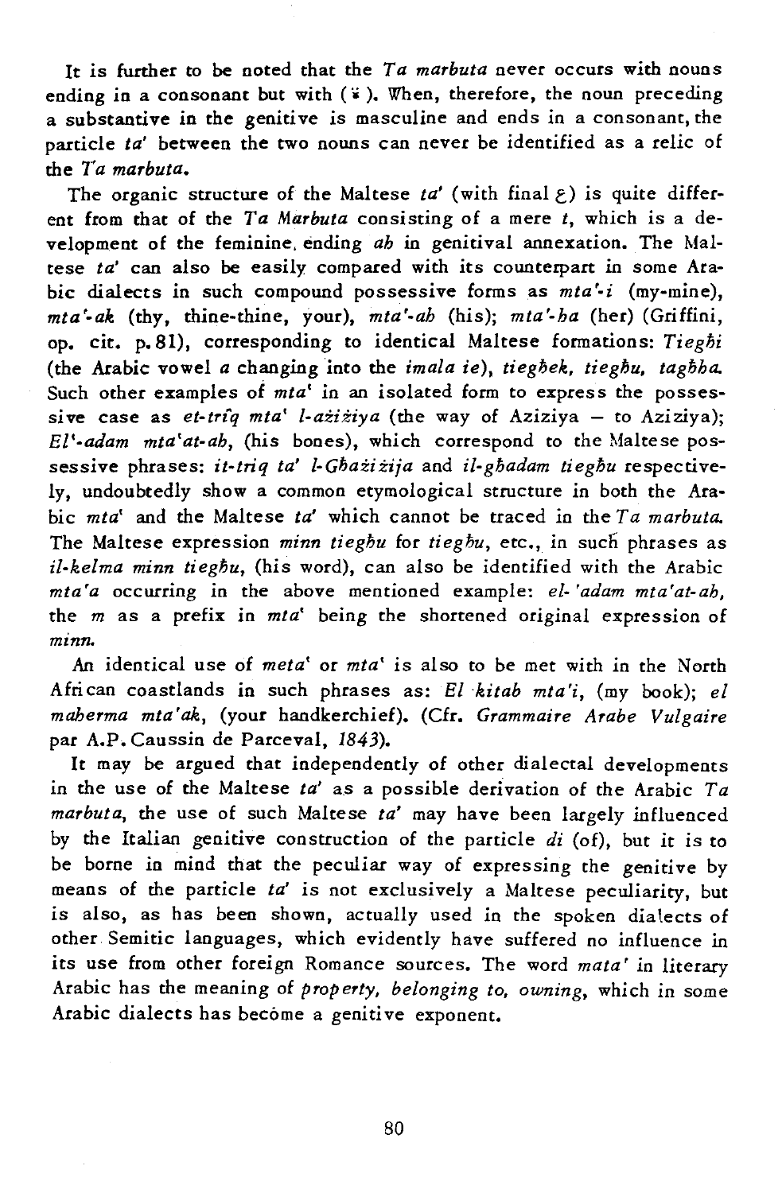It is further to be noted that the *Ta marbuta* never occurs with nouns ending in a consonant but with ( ة ). When, therefore, the noun preceding a substantive in the genitive is masculine and ends in a consonant, the particle *ta'* between the two nouns can never be identified as a relic of the *Ta marbuta.*

The organic structure of the Maltese *ta'* (with final ع) is quite different from that of the *Ta Marbuta* consisting of a mere *t*, which is a development of the feminine ending *ah* in genitival annexation. The Maltese *ta'* can also be easily compared with its counterpart in some Arabic dialects in such compound possessive forms as *mta'-i* (my-mine), *mta'-ak* (thy, thine-thine, your), *mta'-ah* (his); *mta'-ha* (her) (Griffini, op. cit. p. 81), corresponding to identical Maltese formations: *Tiegħi* (the Arabic vowel *a* changing into the *imala ie*), *tiegħek, tiegħu, tagħha.* Such other examples of *mta'* in an isolated form to express the possessive case as *et-trîq mta' l-aziziya* (the way of Aziziya – to Aziziya); *El'-adam mta'at-ah,* (his bones), which correspond to the Maltese possessive phrases: *it-triq ta' l-Għażiżija* and *il-għadam tiegħu* respectively, undoubtedly show a common etymological structure in both the Arabic *mta'* and the Maltese *ta'* which cannot be traced in the *Ta marbuta.* The Maltese expression *minn tiegħu* for *tiegħu*, etc., in such phrases as *il-kelma minn tiegħu,* (his word), can also be identified with the Arabic *mta'a* occurring in the above mentioned example: *el-'adam mta'at-ah,* the *m* as a prefix in *mta'* being the shortened original expression of *minn.*

An identical use of *meta'* or *mta'* is also to be met with in the North African coastlands in such phrases as: *El kitab mta'i,* (my book); *el maherma mta'ak,* (your handkerchief). (Cfr. *Grammaire Arabe Vulgaire* par A.P. Caussin de Parceval, *1843*).

It may be argued that independently of other dialectal developments in the use of the Maltese *ta'* as a possible derivation of the Arabic *Ta marbuta,* the use of such Maltese *ta'* may have been largely influenced by the Italian genitive construction of the particle *di* (of), but it is to be borne in mind that the peculiar way of expressing the genitive by means of the particle *ta'* is not exclusively a Maltese peculiarity, but is also, as has been shown, actually used in the spoken dialects of other Semitic languages, which evidently have suffered no influence in its use from other foreign Romance sources. The word *mata'* in literary Arabic has the meaning of *property, belonging to, owning,* which in some Arabic dialects has become a genitive exponent.